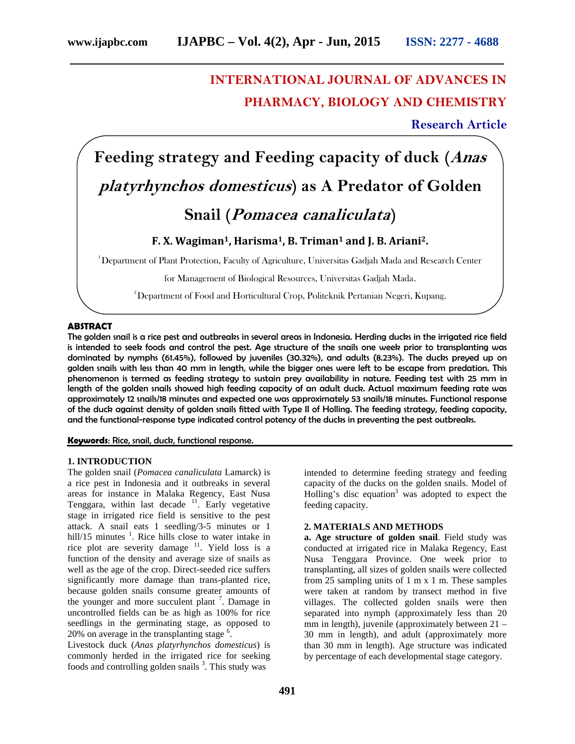## INTERNATIONAL JOURNAL OF ADVANCES IN PHARMACY, BIOLOGY AND CHEMISTRY

**Research Article**

# Feeding strategy and Feeding capacity of duck (*Anas platyrhynchos domesticus*) as A Predator of Golden Snail (*Pomacea canaliculata*)

**F. X. Wagiman[1], Harisma[1], B. Triman[1] and J. B. Ariani[2].**

[1]Department of Plant Protection, Faculty of Agriculture, Universitas Gadjah Mada and Research Center for Management of Biological Resources, Universitas Gadjah Mada.

[2]Department of Food and Horticultural Crop, Politeknik Pertanian Negeri, Kupang.

**ABSTRACT**

**The golden snail is a rice pest and outbreaks in several areas in Indonesia. Herding ducks in the irrigated rice field is intended to seek foods and control the pest. Age structure of the snails one week prior to transplanting was dominated by nymphs (61.45%), followed by juveniles (30.32%), and adults (8.23%). The ducks preyed up on golden snails with less than 40 mm in length, while the bigger ones were left to be escape from predation. This phenomenon is termed as feeding strategy to sustain prey availability in nature. Feeding test with 25 mm in length of the golden snails showed high feeding capacity of an adult duck. Actual maximum feeding rate was approximately 12 snails/18 minutes and expected one was approximately 53 snails/18 minutes. Functional response of the duck against density of golden snails fitted with Type II of Holling. The feeding strategy, feeding capacity, and the functional-response type indicated control potency of the ducks in preventing the pest outbreaks.**

**Keywords**: Rice, snail, duck, functional response.

## 1. INTRODUCTION

The golden snail (*Pomacea canaliculata* Lamarck) is a rice pest in Indonesia and it outbreaks in several areas for instance in Malaka Regency, East Nusa Tenggara, within last decade [11]. Early vegetative stage in irrigated rice field is sensitive to the pest attack. A snail eats 1 seedling/3-5 minutes or 1 hill/15 minutes [1]. Rice hills close to water intake in rice plot are severity damage [11]. Yield loss is a function of the density and average size of snails as well as the age of the crop. Direct-seeded rice suffers significantly more damage than trans-planted rice, because golden snails consume greater amounts of the younger and more succulent plant [7]. Damage in uncontrolled fields can be as high as 100% for rice seedlings in the germinating stage, as opposed to 20% on average in the transplanting stage [6].

Livestock duck (*Anas platyrhynchos domesticus*) is commonly herded in the irrigated rice for seeking foods and controlling golden snails [3]. This study was intended to determine feeding strategy and feeding capacity of the ducks on the golden snails. Model of Holling's disc equation[3] was adopted to expect the feeding capacity.

## 2. MATERIALS AND METHODS

**a. Age structure of golden snail**. Field study was conducted at irrigated rice in Malaka Regency, East Nusa Tenggara Province. One week prior to transplanting, all sizes of golden snails were collected from 25 sampling units of 1 m x 1 m. These samples were taken at random by transect method in five villages. The collected golden snails were then separated into nymph (approximately less than 20 mm in length), juvenile (approximately between 21 – 30 mm in length), and adult (approximately more than 30 mm in length). Age structure was indicated by percentage of each developmental stage category.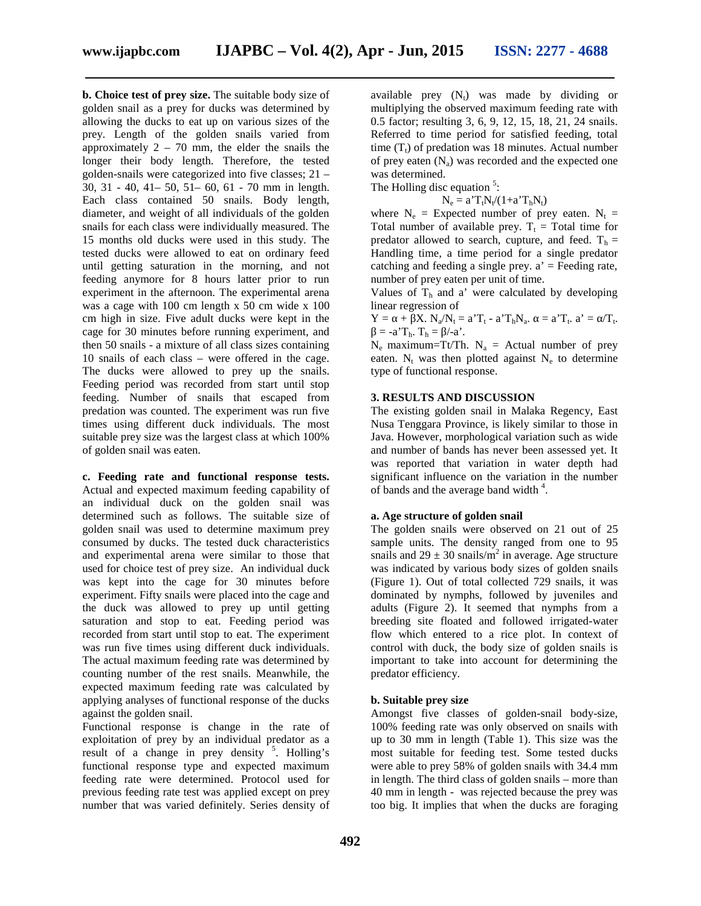**b. Choice test of prey size.** The suitable body size of golden snail as a prey for ducks was determined by allowing the ducks to eat up on various sizes of the prey. Length of the golden snails varied from approximately 2 – 70 mm, the elder the snails the longer their body length. Therefore, the tested golden-snails were categorized into five classes; 21 – 30, 31 - 40, 41– 50, 51– 60, 61 - 70 mm in length. Each class contained 50 snails. Body length, diameter, and weight of all individuals of the golden snails for each class were individually measured. The 15 months old ducks were used in this study. The tested ducks were allowed to eat on ordinary feed until getting saturation in the morning, and not feeding anymore for 8 hours latter prior to run experiment in the afternoon. The experimental arena was a cage with 100 cm length x 50 cm wide x 100 cm high in size. Five adult ducks were kept in the cage for 30 minutes before running experiment, and then 50 snails - a mixture of all class sizes containing 10 snails of each class – were offered in the cage. The ducks were allowed to prey up the snails. Feeding period was recorded from start until stop feeding. Number of snails that escaped from predation was counted. The experiment was run five times using different duck individuals. The most suitable prey size was the largest class at which 100% of golden snail was eaten.

**c. Feeding rate and functional response tests.** Actual and expected maximum feeding capability of an individual duck on the golden snail was determined such as follows. The suitable size of golden snail was used to determine maximum prey consumed by ducks. The tested duck characteristics and experimental arena were similar to those that used for choice test of prey size. An individual duck was kept into the cage for 30 minutes before experiment. Fifty snails were placed into the cage and the duck was allowed to prey up until getting saturation and stop to eat. Feeding period was recorded from start until stop to eat. The experiment was run five times using different duck individuals. The actual maximum feeding rate was determined by counting number of the rest snails. Meanwhile, the expected maximum feeding rate was calculated by applying analyses of functional response of the ducks against the golden snail.

Functional response is change in the rate of exploitation of prey by an individual predator as a result of a change in prey density [5]. Holling's functional response type and expected maximum feeding rate were determined. Protocol used for previous feeding rate test was applied except on prey number that was varied definitely. Series density of available prey ($N_t$) was made by dividing or multiplying the observed maximum feeding rate with 0.5 factor; resulting 3, 6, 9, 12, 15, 18, 21, 24 snails. Referred to time period for satisfied feeding, total time ($T_t$) of predation was 18 minutes. Actual number of prey eaten ($N_a$) was recorded and the expected one was determined.

The Holling disc equation [5]:

$$N_e = a'T_tN_t/(1+a'T_hN_t)$$

where $N_e$ = Expected number of prey eaten. $N_t$ = Total number of available prey. $T_t$ = Total time for predator allowed to search, cupture, and feed. $T_h$ = Handling time, a time period for a single predator catching and feeding a single prey. a' = Feeding rate, number of prey eaten per unit of time.

Values of $T_h$ and a' were calculated by developing linear regression of

$Y = \alpha + \beta X$. $N_a/N_t = a'T_t - a'T_hN_a$. $\alpha = a'T_t$. $a' = \alpha/T_t$. $\beta = -a'T_h$. $T_h = \beta/-a'$.

$N_e$ maximum=Tt/Th. $N_a$ = Actual number of prey eaten. $N_t$ was then plotted against $N_e$ to determine type of functional response.

## 3. RESULTS AND DISCUSSION

The existing golden snail in Malaka Regency, East Nusa Tenggara Province, is likely similar to those in Java. However, morphological variation such as wide and number of bands has never been assessed yet. It was reported that variation in water depth had significant influence on the variation in the number of bands and the average band width [4].

### a. Age structure of golden snail

The golden snails were observed on 21 out of 25 sample units. The density ranged from one to 95 snails and 29 ± 30 snails/m$^2$ in average. Age structure was indicated by various body sizes of golden snails (Figure 1). Out of total collected 729 snails, it was dominated by nymphs, followed by juveniles and adults (Figure 2). It seemed that nymphs from a breeding site floated and followed irrigated-water flow which entered to a rice plot. In context of control with duck, the body size of golden snails is important to take into account for determining the predator efficiency.

### b. Suitable prey size

Amongst five classes of golden-snail body-size, 100% feeding rate was only observed on snails with up to 30 mm in length (Table 1). This size was the most suitable for feeding test. Some tested ducks were able to prey 58% of golden snails with 34.4 mm in length. The third class of golden snails – more than 40 mm in length - was rejected because the prey was too big. It implies that when the ducks are foraging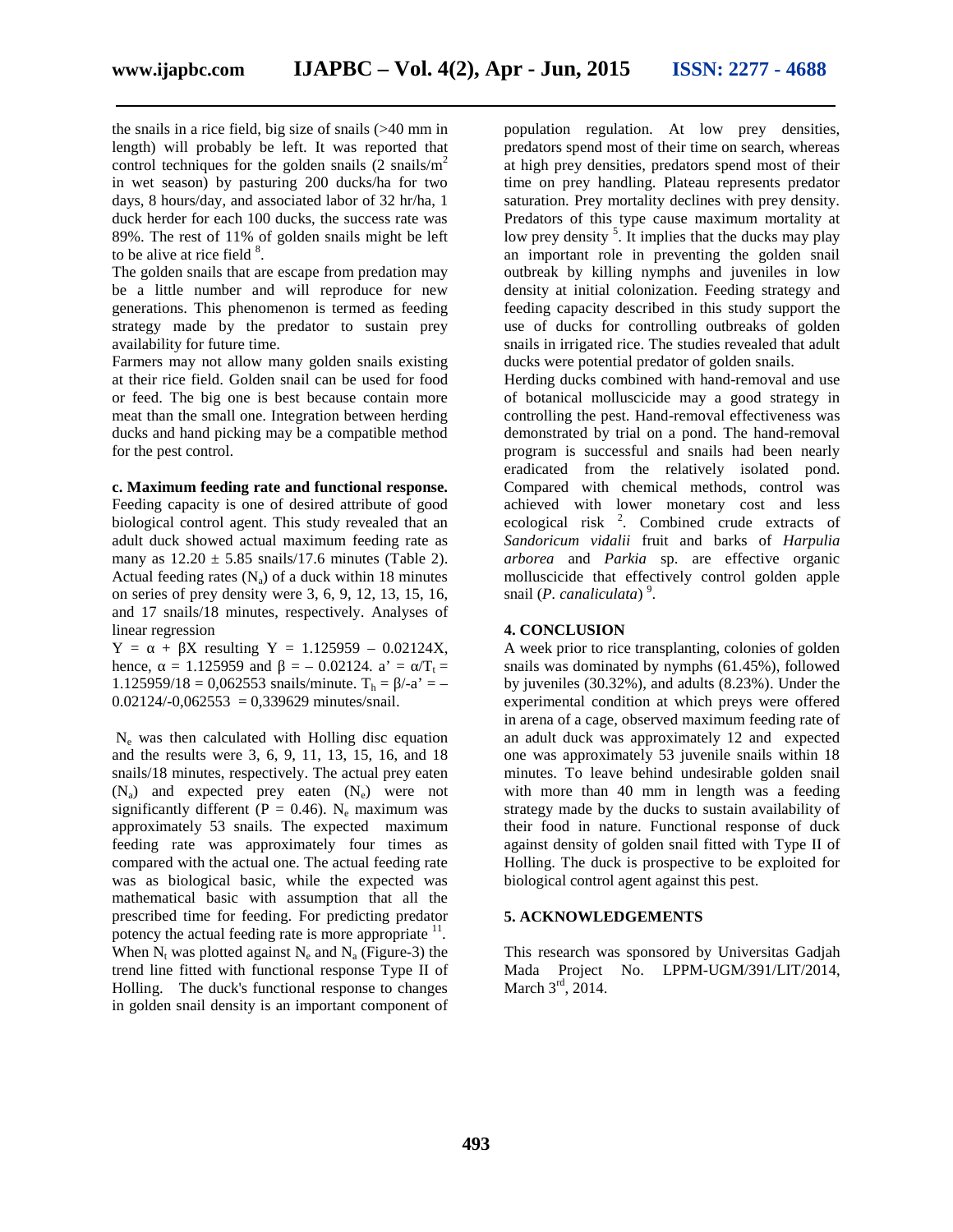the snails in a rice field, big size of snails (>40 mm in length) will probably be left. It was reported that control techniques for the golden snails (2 snails/$m^2$ in wet season) by pasturing 200 ducks/ha for two days, 8 hours/day, and associated labor of 32 hr/ha, 1 duck herder for each 100 ducks, the success rate was 89%. The rest of 11% of golden snails might be left to be alive at rice field [8].

The golden snails that are escape from predation may be a little number and will reproduce for new generations. This phenomenon is termed as feeding strategy made by the predator to sustain prey availability for future time.

Farmers may not allow many golden snails existing at their rice field. Golden snail can be used for food or feed. The big one is best because contain more meat than the small one. Integration between herding ducks and hand picking may be a compatible method for the pest control.

**c. Maximum feeding rate and functional response.**

Feeding capacity is one of desired attribute of good biological control agent. This study revealed that an adult duck showed actual maximum feeding rate as many as 12.20 ± 5.85 snails/17.6 minutes (Table 2). Actual feeding rates ($N_a$) of a duck within 18 minutes on series of prey density were 3, 6, 9, 12, 13, 15, 16, and 17 snails/18 minutes, respectively. Analyses of linear regression

$Y = \alpha + \beta X$ resulting $Y = 1.125959 - 0.02124X$, hence, $\alpha = 1.125959$ and $\beta = -0.02124$. $a' = \alpha/T_t = 1.125959/18 = 0{,}062553$ snails/minute. $T_h = \beta/-a' = -0.02124/-0{,}062553 = 0{,}339629$ minutes/snail.

$N_e$ was then calculated with Holling disc equation and the results were 3, 6, 9, 11, 13, 15, 16, and 18 snails/18 minutes, respectively. The actual prey eaten ($N_a$) and expected prey eaten ($N_e$) were not significantly different ($P = 0.46$). $N_e$ maximum was approximately 53 snails. The expected maximum feeding rate was approximately four times as compared with the actual one. The actual feeding rate was as biological basic, while the expected was mathematical basic with assumption that all the prescribed time for feeding. For predicting predator potency the actual feeding rate is more appropriate [11]. When $N_t$ was plotted against $N_e$ and $N_a$ (Figure-3) the trend line fitted with functional response Type II of Holling. The duck's functional response to changes in golden snail density is an important component of population regulation. At low prey densities, predators spend most of their time on search, whereas at high prey densities, predators spend most of their time on prey handling. Plateau represents predator saturation. Prey mortality declines with prey density. Predators of this type cause maximum mortality at low prey density [5]. It implies that the ducks may play an important role in preventing the golden snail outbreak by killing nymphs and juveniles in low density at initial colonization. Feeding strategy and feeding capacity described in this study support the use of ducks for controlling outbreaks of golden snails in irrigated rice. The studies revealed that adult ducks were potential predator of golden snails.

Herding ducks combined with hand-removal and use of botanical molluscicide may a good strategy in controlling the pest. Hand-removal effectiveness was demonstrated by trial on a pond. The hand-removal program is successful and snails had been nearly eradicated from the relatively isolated pond. Compared with chemical methods, control was achieved with lower monetary cost and less ecological risk [2]. Combined crude extracts of *Sandoricum vidalii* fruit and barks of *Harpulia arborea* and *Parkia* sp. are effective organic molluscicide that effectively control golden apple snail (*P. canaliculata*) [9].

## 4. CONCLUSION

A week prior to rice transplanting, colonies of golden snails was dominated by nymphs (61.45%), followed by juveniles (30.32%), and adults (8.23%). Under the experimental condition at which preys were offered in arena of a cage, observed maximum feeding rate of an adult duck was approximately 12 and expected one was approximately 53 juvenile snails within 18 minutes. To leave behind undesirable golden snail with more than 40 mm in length was a feeding strategy made by the ducks to sustain availability of their food in nature. Functional response of duck against density of golden snail fitted with Type II of Holling. The duck is prospective to be exploited for biological control agent against this pest.

## 5. ACKNOWLEDGEMENTS

This research was sponsored by Universitas Gadjah Mada Project No. LPPM-UGM/391/LIT/2014, March 3rd, 2014.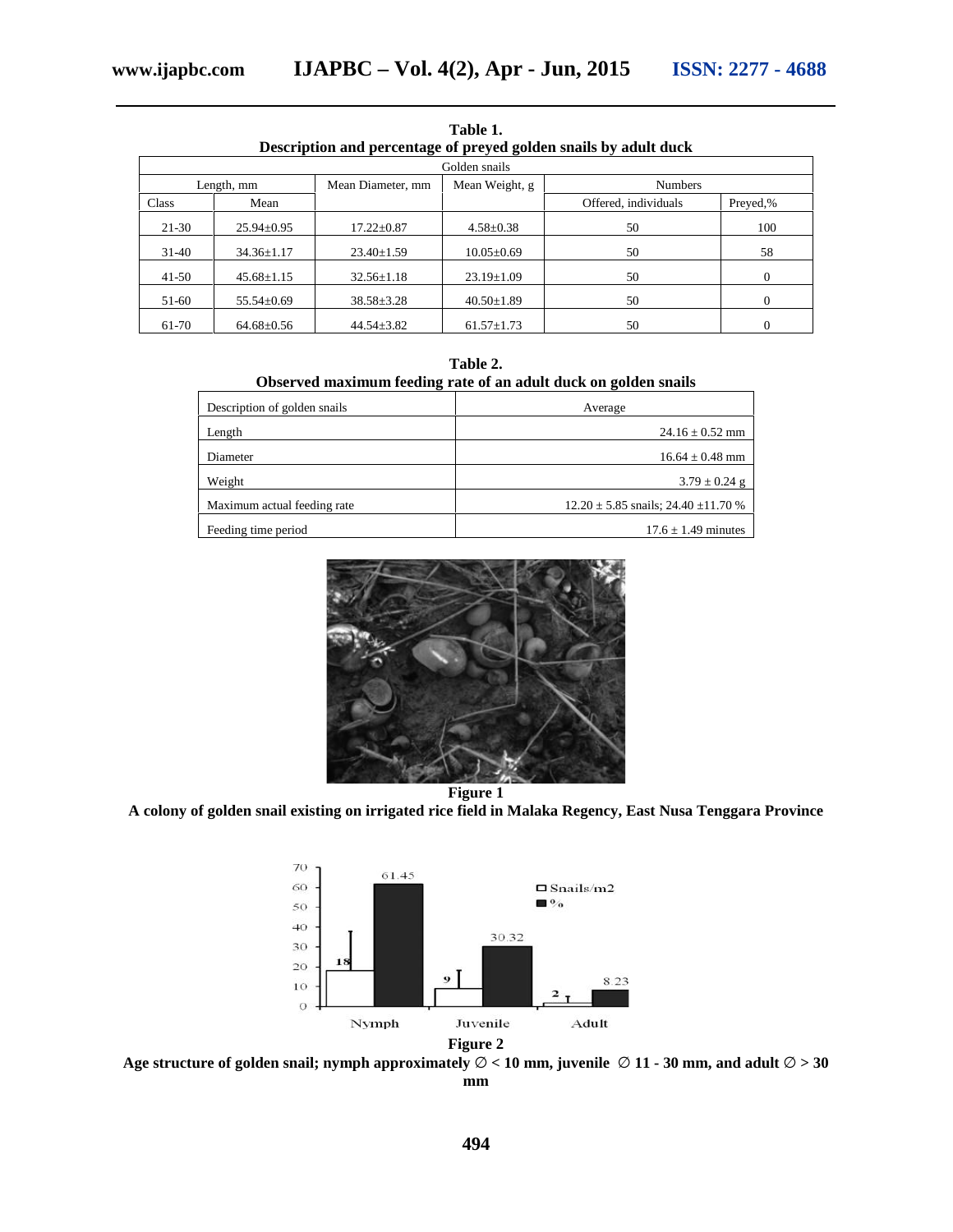**Table 1.**
**Description and percentage of preyed golden snails by adult duck**

| Golden snails | | | | | |
|---|---|---|---|---|---|
| Length, mm | | Mean Diameter, mm | Mean Weight, g | Numbers | |
| Class | Mean | | | Offered, individuals | Preyed,% |
| 21-30 | 25.94±0.95 | 17.22±0.87 | 4.58±0.38 | 50 | 100 |
| 31-40 | 34.36±1.17 | 23.40±1.59 | 10.05±0.69 | 50 | 58 |
| 41-50 | 45.68±1.15 | 32.56±1.18 | 23.19±1.09 | 50 | 0 |
| 51-60 | 55.54±0.69 | 38.58±3.28 | 40.50±1.89 | 50 | 0 |
| 61-70 | 64.68±0.56 | 44.54±3.82 | 61.57±1.73 | 50 | 0 |

**Table 2.**
**Observed maximum feeding rate of an adult duck on golden snails**

| Description of golden snails | Average |
|---|---|
| Length | 24.16 ± 0.52 mm |
| Diameter | 16.64 ± 0.48 mm |
| Weight | 3.79 ± 0.24 g |
| Maximum actual feeding rate | 12.20 ± 5.85 snails; 24.40 ±11.70 % |
| Feeding time period | 17.6 ± 1.49 minutes |

**Figure 1**
**A colony of golden snail existing on irrigated rice field in Malaka Regency, East Nusa Tenggara Province**

**Figure 2**
**Age structure of golden snail; nymph approximately ∅ < 10 mm, juvenile ∅ 11 - 30 mm, and adult ∅ > 30 mm**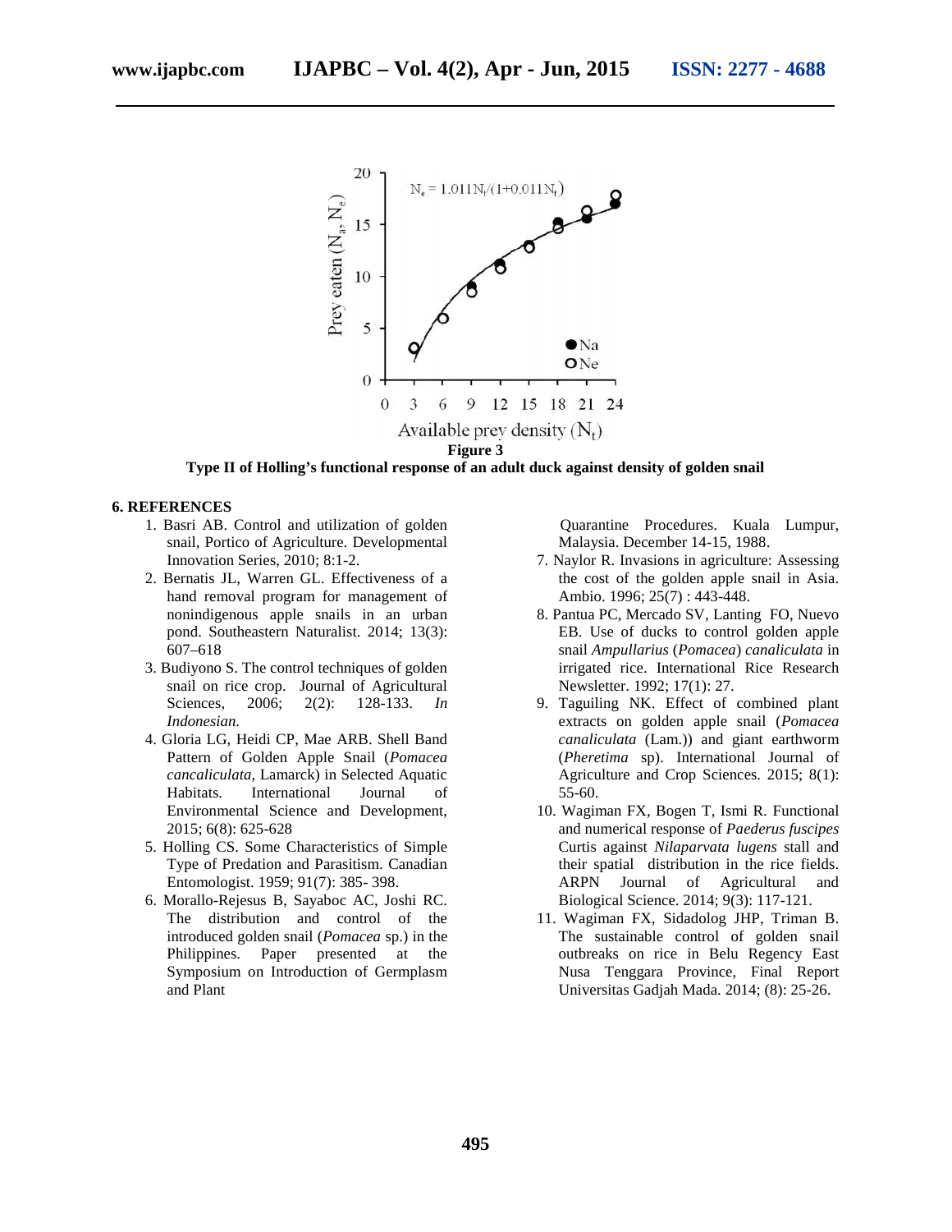$N_e = 1.011N_t/(1+0.011N_t)$

Prey eaten ($N_a$, $N_e$)

20
15
10
5
0

0 3 6 9 12 15 18 21 24

Available prey density ($N_t$)

● Na
○ Ne

**Figure 3**

**Type II of Holling's functional response of an adult duck against density of golden snail**

## 6. REFERENCES

1. Basri AB. Control and utilization of golden snail, Portico of Agriculture. Developmental Innovation Series, 2010; 8:1-2.
2. Bernatis JL, Warren GL. Effectiveness of a hand removal program for management of nonindigenous apple snails in an urban pond. Southeastern Naturalist. 2014; 13(3): 607–618
3. Budiyono S. The control techniques of golden snail on rice crop. Journal of Agricultural Sciences, 2006; 2(2): 128-133. *In Indonesian.*
4. Gloria LG, Heidi CP, Mae ARB. Shell Band Pattern of Golden Apple Snail (*Pomacea cancaliculata*, Lamarck) in Selected Aquatic Habitats. International Journal of Environmental Science and Development, 2015; 6(8): 625-628
5. Holling CS. Some Characteristics of Simple Type of Predation and Parasitism. Canadian Entomologist. 1959; 91(7): 385- 398.
6. Morallo-Rejesus B, Sayaboc AC, Joshi RC. The distribution and control of the introduced golden snail (*Pomacea* sp.) in the Philippines. Paper presented at the Symposium on Introduction of Germplasm and Plant Quarantine Procedures. Kuala Lumpur, Malaysia. December 14-15, 1988.
7. Naylor R. Invasions in agriculture: Assessing the cost of the golden apple snail in Asia. Ambio. 1996; 25(7) : 443-448.
8. Pantua PC, Mercado SV, Lanting FO, Nuevo EB. Use of ducks to control golden apple snail *Ampullarius* (*Pomacea*) *canaliculata* in irrigated rice. International Rice Research Newsletter. 1992; 17(1): 27.
9. Taguiling NK. Effect of combined plant extracts on golden apple snail (*Pomacea canaliculata* (Lam.)) and giant earthworm (*Pheretima* sp). International Journal of Agriculture and Crop Sciences. 2015; 8(1): 55-60.
10. Wagiman FX, Bogen T, Ismi R. Functional and numerical response of *Paederus fuscipes* Curtis against *Nilaparvata lugens* stall and their spatial distribution in the rice fields. ARPN Journal of Agricultural and Biological Science. 2014; 9(3): 117-121.
11. Wagiman FX, Sidadolog JHP, Triman B. The sustainable control of golden snail outbreaks on rice in Belu Regency East Nusa Tenggara Province, Final Report Universitas Gadjah Mada. 2014; (8): 25-26.